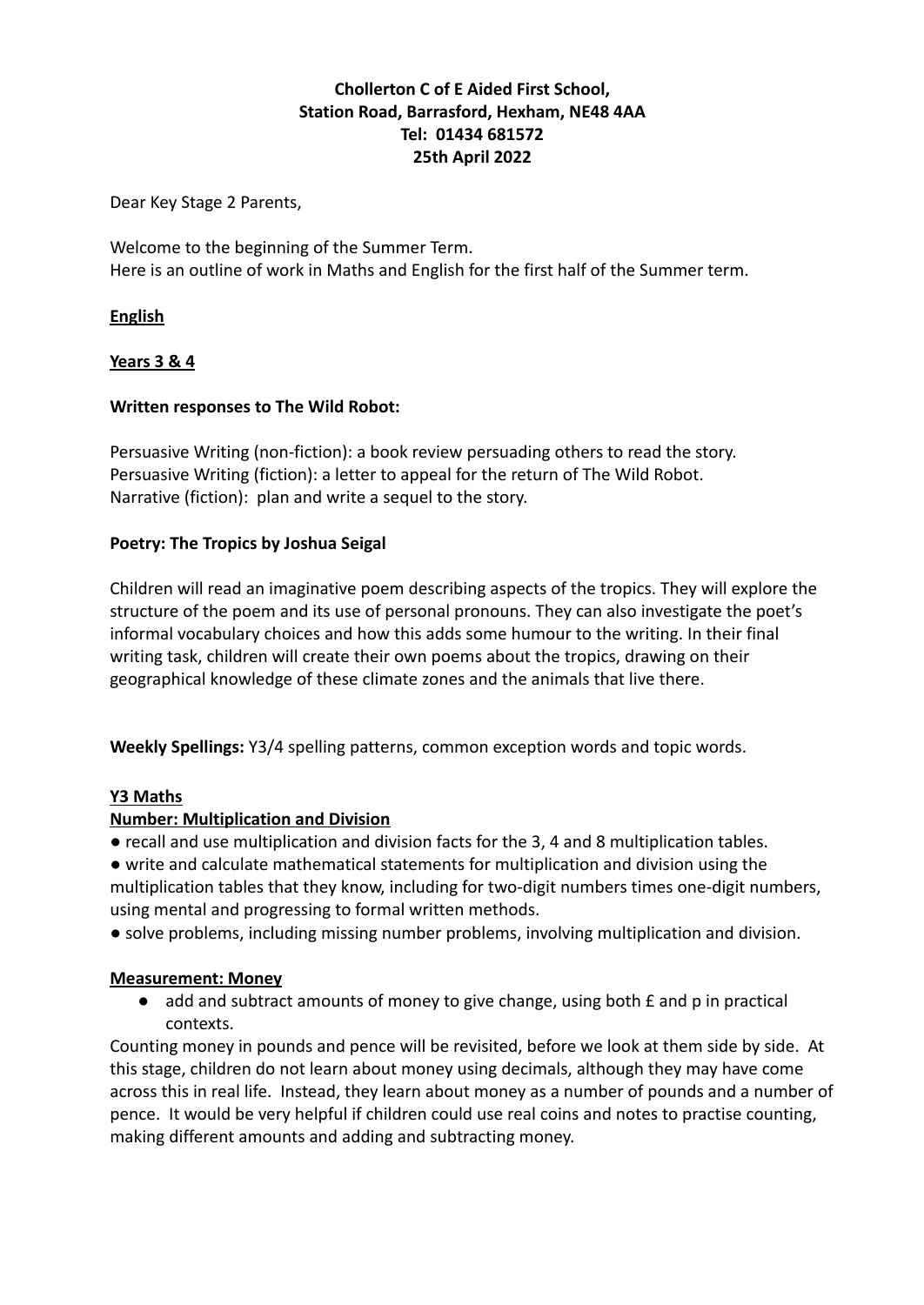**Chollerton C of E Aided First School,**
**Station Road, Barrasford, Hexham, NE48 4AA**
**Tel: 01434 681572**
**25th April 2022**

Dear Key Stage 2 Parents,

Welcome to the beginning of the Summer Term.
Here is an outline of work in Maths and English for the first half of the Summer term.

## English

### Years 3 & 4

**Written responses to The Wild Robot:**

Persuasive Writing (non-fiction): a book review persuading others to read the story.
Persuasive Writing (fiction): a letter to appeal for the return of The Wild Robot.
Narrative (fiction): plan and write a sequel to the story.

**Poetry: The Tropics by Joshua Seigal**

Children will read an imaginative poem describing aspects of the tropics. They will explore the structure of the poem and its use of personal pronouns. They can also investigate the poet's informal vocabulary choices and how this adds some humour to the writing. In their final writing task, children will create their own poems about the tropics, drawing on their geographical knowledge of these climate zones and the animals that live there.

**Weekly Spellings:** Y3/4 spelling patterns, common exception words and topic words.

## Y3 Maths

### Number: Multiplication and Division

- recall and use multiplication and division facts for the 3, 4 and 8 multiplication tables.
- write and calculate mathematical statements for multiplication and division using the multiplication tables that they know, including for two-digit numbers times one-digit numbers, using mental and progressing to formal written methods.
- solve problems, including missing number problems, involving multiplication and division.

### Measurement: Money

- add and subtract amounts of money to give change, using both £ and p in practical contexts.

Counting money in pounds and pence will be revisited, before we look at them side by side. At this stage, children do not learn about money using decimals, although they may have come across this in real life. Instead, they learn about money as a number of pounds and a number of pence. It would be very helpful if children could use real coins and notes to practise counting, making different amounts and adding and subtracting money.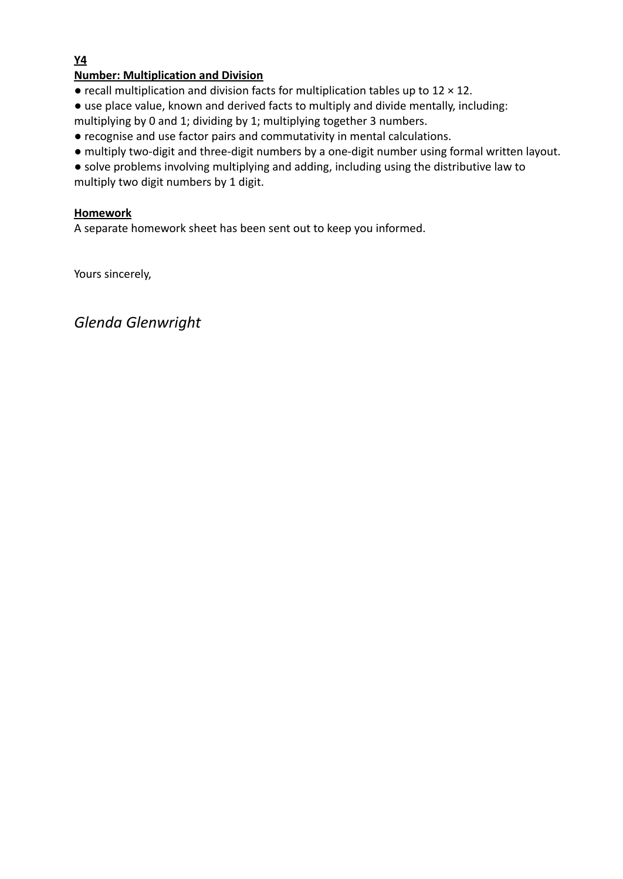**Y4**

**Number: Multiplication and Division**

- recall multiplication and division facts for multiplication tables up to $12 \times 12$.
- use place value, known and derived facts to multiply and divide mentally, including: multiplying by 0 and 1; dividing by 1; multiplying together 3 numbers.
- recognise and use factor pairs and commutativity in mental calculations.
- multiply two-digit and three-digit numbers by a one-digit number using formal written layout.
- solve problems involving multiplying and adding, including using the distributive law to multiply two digit numbers by 1 digit.

**Homework**

A separate homework sheet has been sent out to keep you informed.

Yours sincerely,

*Glenda Glenwright*